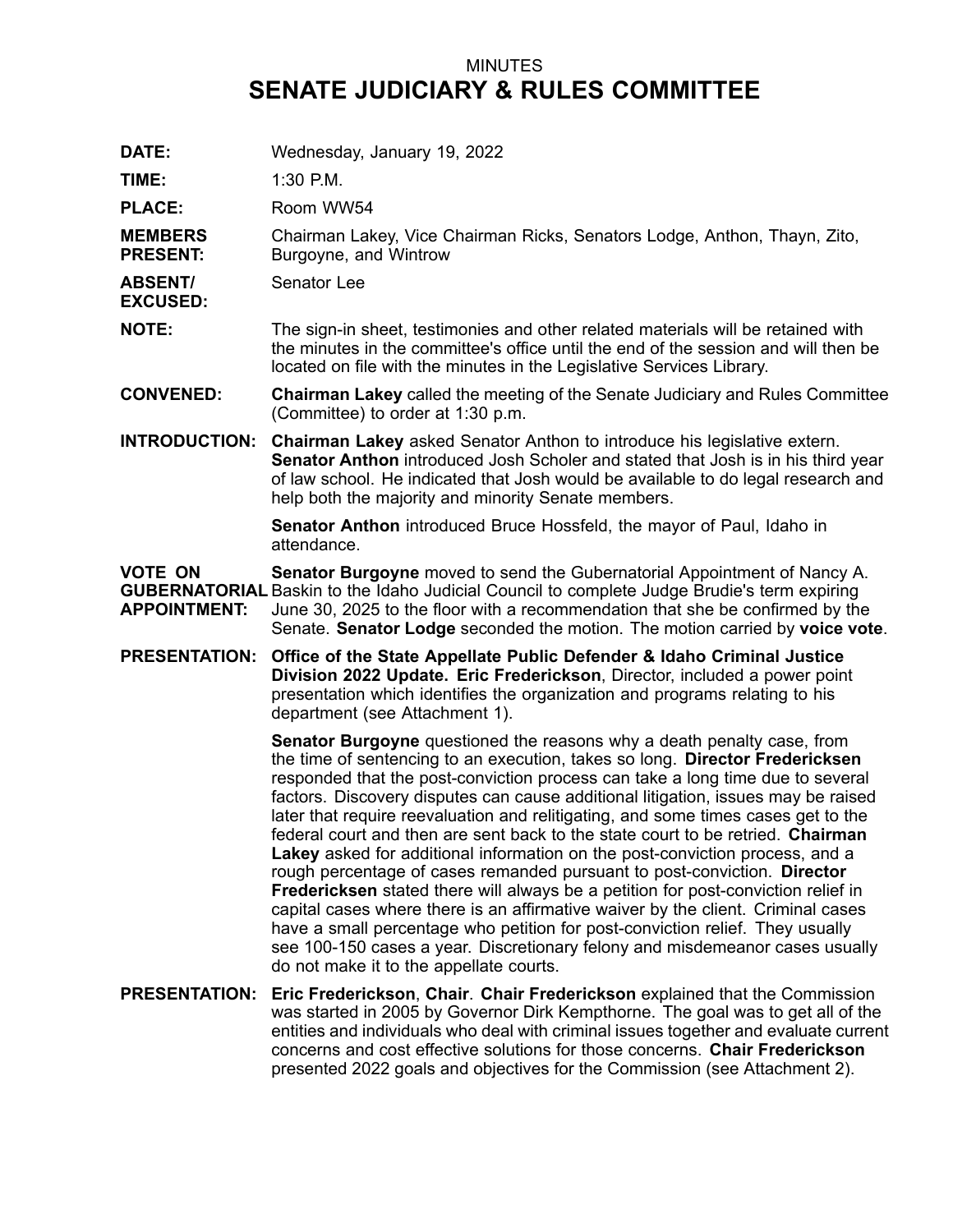MINUTES

# SENATE JUDICIARY & RULES COMMITTEE

**DATE:** Wednesday, January 19, 2022

**TIME:** 1:30 P.M.

**PLACE:** Room WW54

**MEMBERS PRESENT:** Chairman Lakey, Vice Chairman Ricks, Senators Lodge, Anthon, Thayn, Zito, Burgoyne, and Wintrow

**ABSENT/ EXCUSED:** Senator Lee

**NOTE:** The sign-in sheet, testimonies and other related materials will be retained with the minutes in the committee's office until the end of the session and will then be located on file with the minutes in the Legislative Services Library.

**CONVENED:** **Chairman Lakey** called the meeting of the Senate Judiciary and Rules Committee (Committee) to order at 1:30 p.m.

**INTRODUCTION:** **Chairman Lakey** asked Senator Anthon to introduce his legislative extern. **Senator Anthon** introduced Josh Scholer and stated that Josh is in his third year of law school. He indicated that Josh would be available to do legal research and help both the majority and minority Senate members.

**Senator Anthon** introduced Bruce Hossfeld, the mayor of Paul, Idaho in attendance.

**VOTE ON GUBERNATORIAL APPOINTMENT:** **Senator Burgoyne** moved to send the Gubernatorial Appointment of Nancy A. Baskin to the Idaho Judicial Council to complete Judge Brudie's term expiring June 30, 2025 to the floor with a recommendation that she be confirmed by the Senate. **Senator Lodge** seconded the motion. The motion carried by **voice vote**.

**PRESENTATION:** **Office of the State Appellate Public Defender & Idaho Criminal Justice Division 2022 Update. Eric Frederickson**, Director, included a power point presentation which identifies the organization and programs relating to his department (see Attachment 1).

**Senator Burgoyne** questioned the reasons why a death penalty case, from the time of sentencing to an execution, takes so long. **Director Fredericksen** responded that the post-conviction process can take a long time due to several factors. Discovery disputes can cause additional litigation, issues may be raised later that require reevaluation and relitigating, and some times cases get to the federal court and then are sent back to the state court to be retried. **Chairman Lakey** asked for additional information on the post-conviction process, and a rough percentage of cases remanded pursuant to post-conviction. **Director Fredericksen** stated there will always be a petition for post-conviction relief in capital cases where there is an affirmative waiver by the client. Criminal cases have a small percentage who petition for post-conviction relief. They usually see 100-150 cases a year. Discretionary felony and misdemeanor cases usually do not make it to the appellate courts.

**PRESENTATION:** **Eric Frederickson**, **Chair**. **Chair Frederickson** explained that the Commission was started in 2005 by Governor Dirk Kempthorne. The goal was to get all of the entities and individuals who deal with criminal issues together and evaluate current concerns and cost effective solutions for those concerns. **Chair Frederickson** presented 2022 goals and objectives for the Commission (see Attachment 2).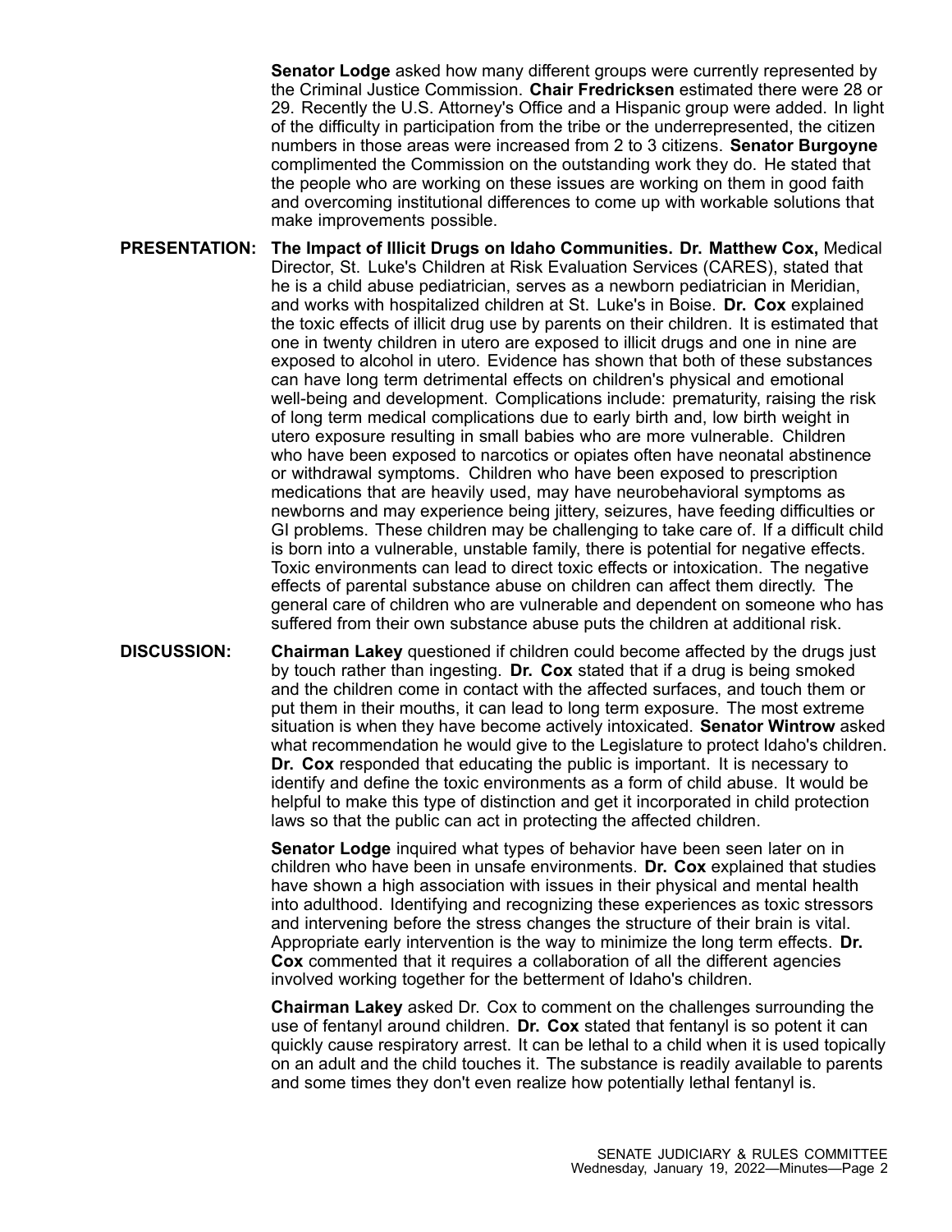**Senator Lodge** asked how many different groups were currently represented by the Criminal Justice Commission. **Chair Fredricksen** estimated there were 28 or 29. Recently the U.S. Attorney's Office and a Hispanic group were added. In light of the difficulty in participation from the tribe or the underrepresented, the citizen numbers in those areas were increased from 2 to 3 citizens. **Senator Burgoyne** complimented the Commission on the outstanding work they do. He stated that the people who are working on these issues are working on them in good faith and overcoming institutional differences to come up with workable solutions that make improvements possible.

**PRESENTATION:** **The Impact of Illicit Drugs on Idaho Communities. Dr. Matthew Cox,** Medical Director, St. Luke's Children at Risk Evaluation Services (CARES), stated that he is a child abuse pediatrician, serves as a newborn pediatrician in Meridian, and works with hospitalized children at St. Luke's in Boise. **Dr. Cox** explained the toxic effects of illicit drug use by parents on their children. It is estimated that one in twenty children in utero are exposed to illicit drugs and one in nine are exposed to alcohol in utero. Evidence has shown that both of these substances can have long term detrimental effects on children's physical and emotional well-being and development. Complications include: prematurity, raising the risk of long term medical complications due to early birth and, low birth weight in utero exposure resulting in small babies who are more vulnerable. Children who have been exposed to narcotics or opiates often have neonatal abstinence or withdrawal symptoms. Children who have been exposed to prescription medications that are heavily used, may have neurobehavioral symptoms as newborns and may experience being jittery, seizures, have feeding difficulties or GI problems. These children may be challenging to take care of. If a difficult child is born into a vulnerable, unstable family, there is potential for negative effects. Toxic environments can lead to direct toxic effects or intoxication. The negative effects of parental substance abuse on children can affect them directly. The general care of children who are vulnerable and dependent on someone who has suffered from their own substance abuse puts the children at additional risk.

**DISCUSSION:** **Chairman Lakey** questioned if children could become affected by the drugs just by touch rather than ingesting. **Dr. Cox** stated that if a drug is being smoked and the children come in contact with the affected surfaces, and touch them or put them in their mouths, it can lead to long term exposure. The most extreme situation is when they have become actively intoxicated. **Senator Wintrow** asked what recommendation he would give to the Legislature to protect Idaho's children. **Dr. Cox** responded that educating the public is important. It is necessary to identify and define the toxic environments as a form of child abuse. It would be helpful to make this type of distinction and get it incorporated in child protection laws so that the public can act in protecting the affected children.

**Senator Lodge** inquired what types of behavior have been seen later on in children who have been in unsafe environments. **Dr. Cox** explained that studies have shown a high association with issues in their physical and mental health into adulthood. Identifying and recognizing these experiences as toxic stressors and intervening before the stress changes the structure of their brain is vital. Appropriate early intervention is the way to minimize the long term effects. **Dr. Cox** commented that it requires a collaboration of all the different agencies involved working together for the betterment of Idaho's children.

**Chairman Lakey** asked Dr. Cox to comment on the challenges surrounding the use of fentanyl around children. **Dr. Cox** stated that fentanyl is so potent it can quickly cause respiratory arrest. It can be lethal to a child when it is used topically on an adult and the child touches it. The substance is readily available to parents and some times they don't even realize how potentially lethal fentanyl is.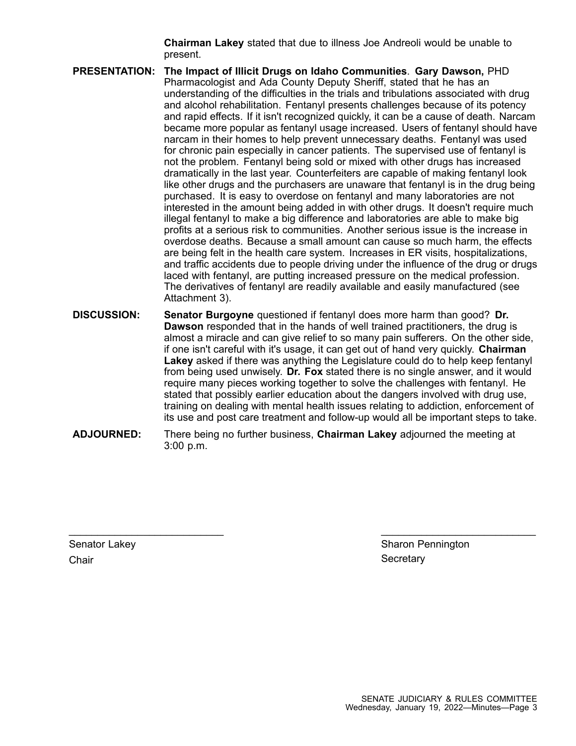**Chairman Lakey** stated that due to illness Joe Andreoli would be unable to present.

**PRESENTATION:** **The Impact of Illicit Drugs on Idaho Communities**. **Gary Dawson,** PHD Pharmacologist and Ada County Deputy Sheriff, stated that he has an understanding of the difficulties in the trials and tribulations associated with drug and alcohol rehabilitation. Fentanyl presents challenges because of its potency and rapid effects. If it isn't recognized quickly, it can be a cause of death. Narcam became more popular as fentanyl usage increased. Users of fentanyl should have narcam in their homes to help prevent unnecessary deaths. Fentanyl was used for chronic pain especially in cancer patients. The supervised use of fentanyl is not the problem. Fentanyl being sold or mixed with other drugs has increased dramatically in the last year. Counterfeiters are capable of making fentanyl look like other drugs and the purchasers are unaware that fentanyl is in the drug being purchased. It is easy to overdose on fentanyl and many laboratories are not interested in the amount being added in with other drugs. It doesn't require much illegal fentanyl to make a big difference and laboratories are able to make big profits at a serious risk to communities. Another serious issue is the increase in overdose deaths. Because a small amount can cause so much harm, the effects are being felt in the health care system. Increases in ER visits, hospitalizations, and traffic accidents due to people driving under the influence of the drug or drugs laced with fentanyl, are putting increased pressure on the medical profession. The derivatives of fentanyl are readily available and easily manufactured (see Attachment 3).

**DISCUSSION:** **Senator Burgoyne** questioned if fentanyl does more harm than good? **Dr. Dawson** responded that in the hands of well trained practitioners, the drug is almost a miracle and can give relief to so many pain sufferers. On the other side, if one isn't careful with it's usage, it can get out of hand very quickly. **Chairman Lakey** asked if there was anything the Legislature could do to help keep fentanyl from being used unwisely. **Dr. Fox** stated there is no single answer, and it would require many pieces working together to solve the challenges with fentanyl. He stated that possibly earlier education about the dangers involved with drug use, training on dealing with mental health issues relating to addiction, enforcement of its use and post care treatment and follow-up would all be important steps to take.

**ADJOURNED:** There being no further business, **Chairman Lakey** adjourned the meeting at 3:00 p.m.

___________________________
Senator Lakey
Chair

___________________________
Sharon Pennington
Secretary